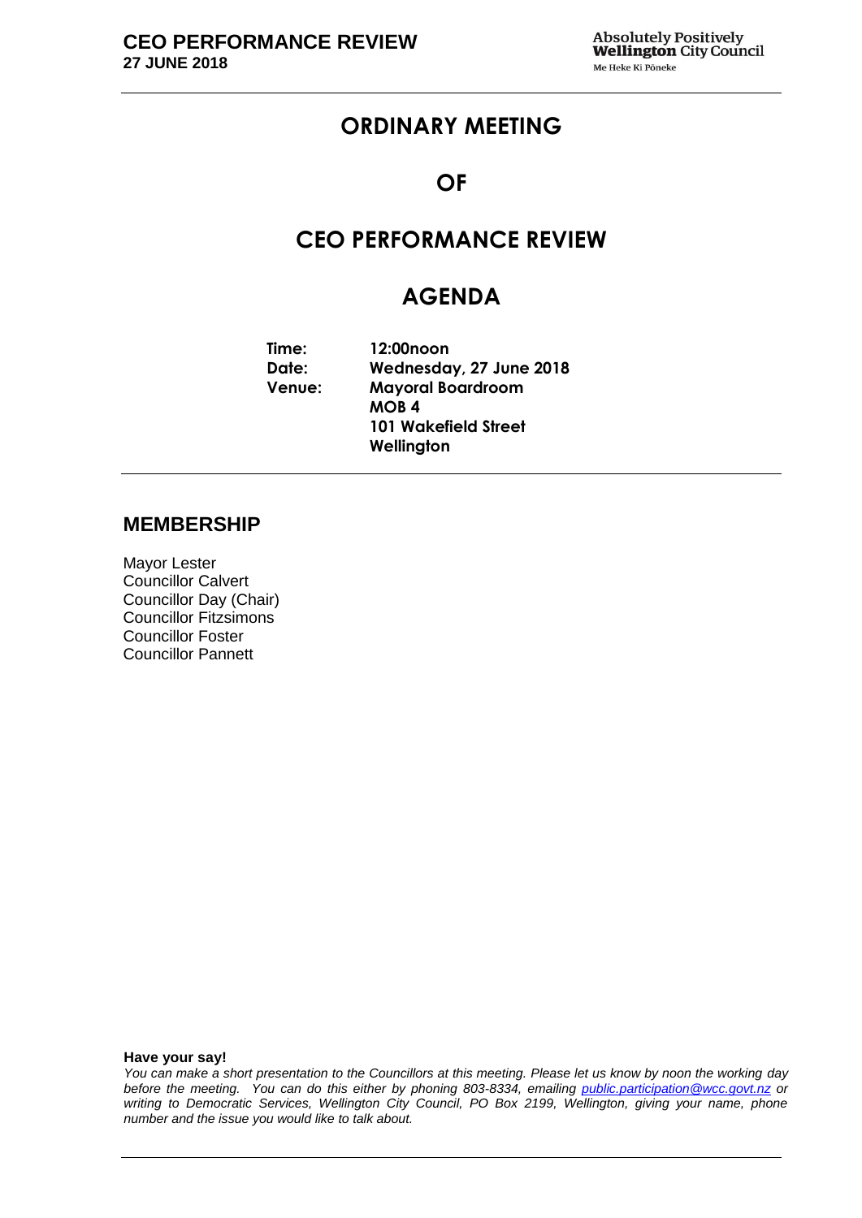# ORDINARY MEETING

# OF

# CEO PERFORMANCE REVIEW

# AGENDA

| | |
|---|---|
| **Time:** | **12:00noon** |
| **Date:** | **Wednesday, 27 June 2018** |
| **Venue:** | **Mayoral Boardroom** |
| | **MOB 4** |
| | **101 Wakefield Street** |
| | **Wellington** |

## MEMBERSHIP

Mayor Lester
Councillor Calvert
Councillor Day (Chair)
Councillor Fitzsimons
Councillor Foster
Councillor Pannett

**Have your say!**

*You can make a short presentation to the Councillors at this meeting. Please let us know by noon the working day before the meeting. You can do this either by phoning 803-8334, emailing public.participation@wcc.govt.nz or writing to Democratic Services, Wellington City Council, PO Box 2199, Wellington, giving your name, phone number and the issue you would like to talk about.*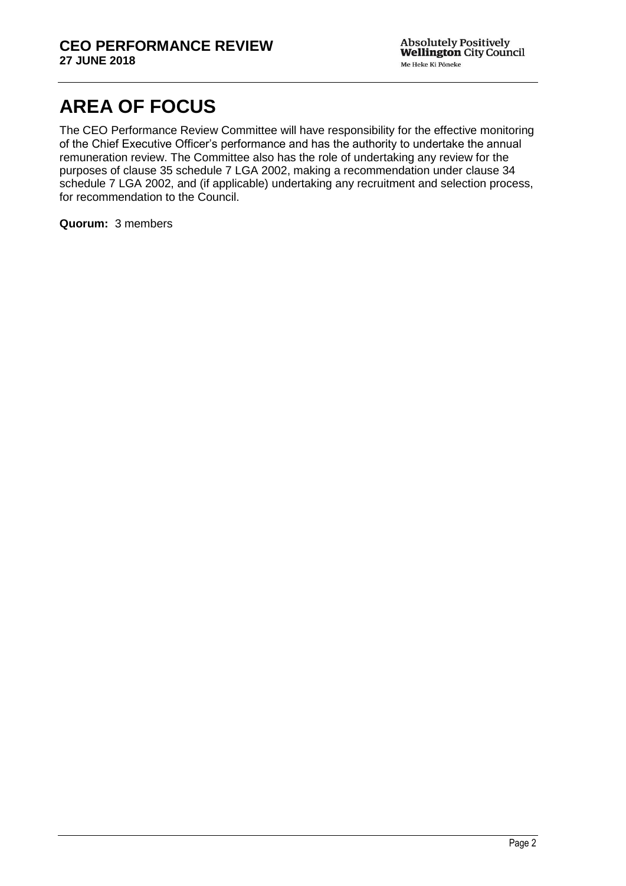# AREA OF FOCUS

The CEO Performance Review Committee will have responsibility for the effective monitoring of the Chief Executive Officer's performance and has the authority to undertake the annual remuneration review. The Committee also has the role of undertaking any review for the purposes of clause 35 schedule 7 LGA 2002, making a recommendation under clause 34 schedule 7 LGA 2002, and (if applicable) undertaking any recruitment and selection process, for recommendation to the Council.

**Quorum:** 3 members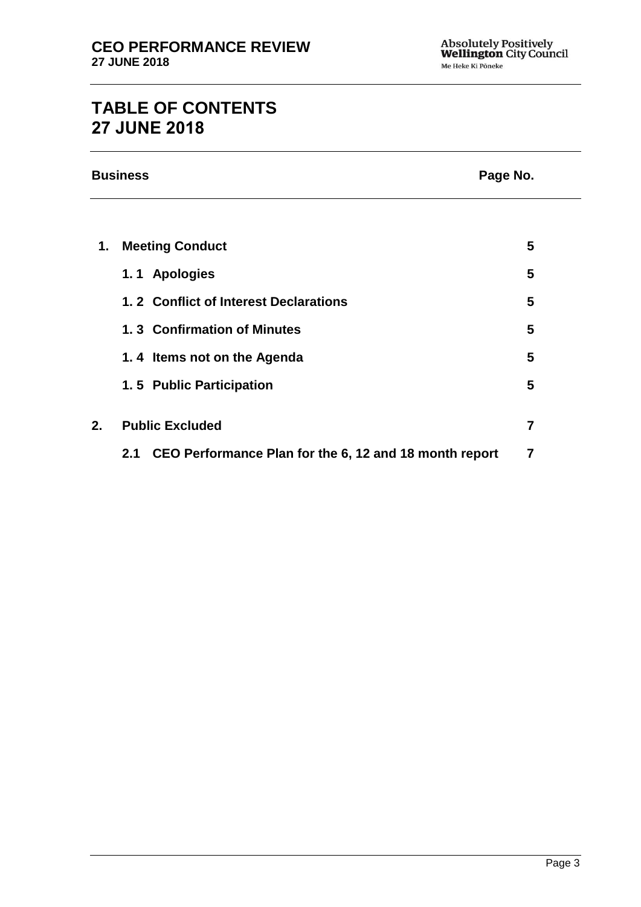# TABLE OF CONTENTS
# 27 JUNE 2018

| Business | | Page No. |
| --- | --- | --- |
| **1.** | **Meeting Conduct** | **5** |
| | **1. 1 Apologies** | **5** |
| | **1. 2 Conflict of Interest Declarations** | **5** |
| | **1. 3 Confirmation of Minutes** | **5** |
| | **1. 4 Items not on the Agenda** | **5** |
| | **1. 5 Public Participation** | **5** |
| **2.** | **Public Excluded** | **7** |
| | **2.1 CEO Performance Plan for the 6, 12 and 18 month report** | **7** |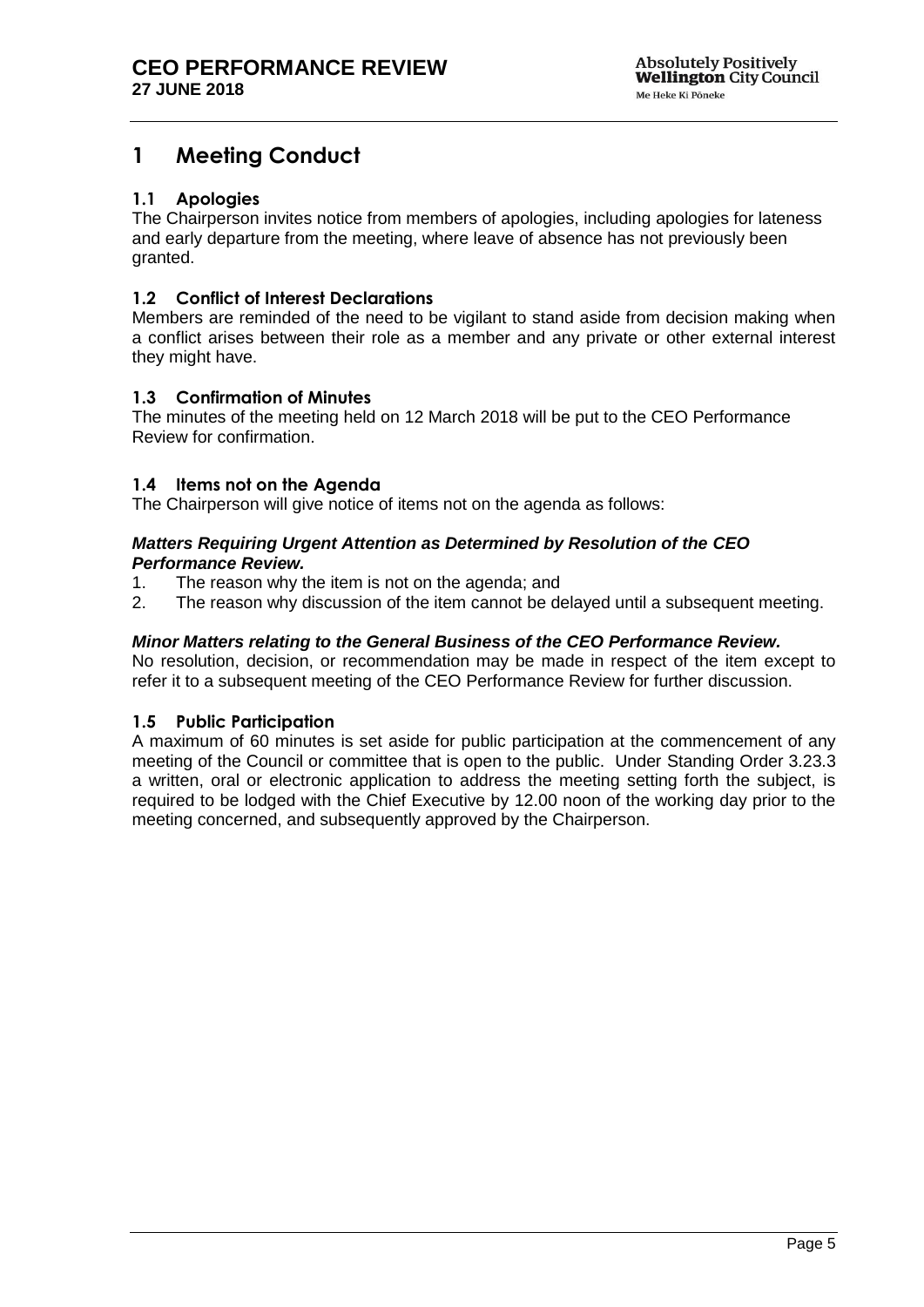# 1 Meeting Conduct

## 1.1 Apologies

The Chairperson invites notice from members of apologies, including apologies for lateness and early departure from the meeting, where leave of absence has not previously been granted.

## 1.2 Conflict of Interest Declarations

Members are reminded of the need to be vigilant to stand aside from decision making when a conflict arises between their role as a member and any private or other external interest they might have.

## 1.3 Confirmation of Minutes

The minutes of the meeting held on 12 March 2018 will be put to the CEO Performance Review for confirmation.

## 1.4 Items not on the Agenda

The Chairperson will give notice of items not on the agenda as follows:

***Matters Requiring Urgent Attention as Determined by Resolution of the CEO Performance Review.***

1. The reason why the item is not on the agenda; and
2. The reason why discussion of the item cannot be delayed until a subsequent meeting.

***Minor Matters relating to the General Business of the CEO Performance Review.***

No resolution, decision, or recommendation may be made in respect of the item except to refer it to a subsequent meeting of the CEO Performance Review for further discussion.

## 1.5 Public Participation

A maximum of 60 minutes is set aside for public participation at the commencement of any meeting of the Council or committee that is open to the public. Under Standing Order 3.23.3 a written, oral or electronic application to address the meeting setting forth the subject, is required to be lodged with the Chief Executive by 12.00 noon of the working day prior to the meeting concerned, and subsequently approved by the Chairperson.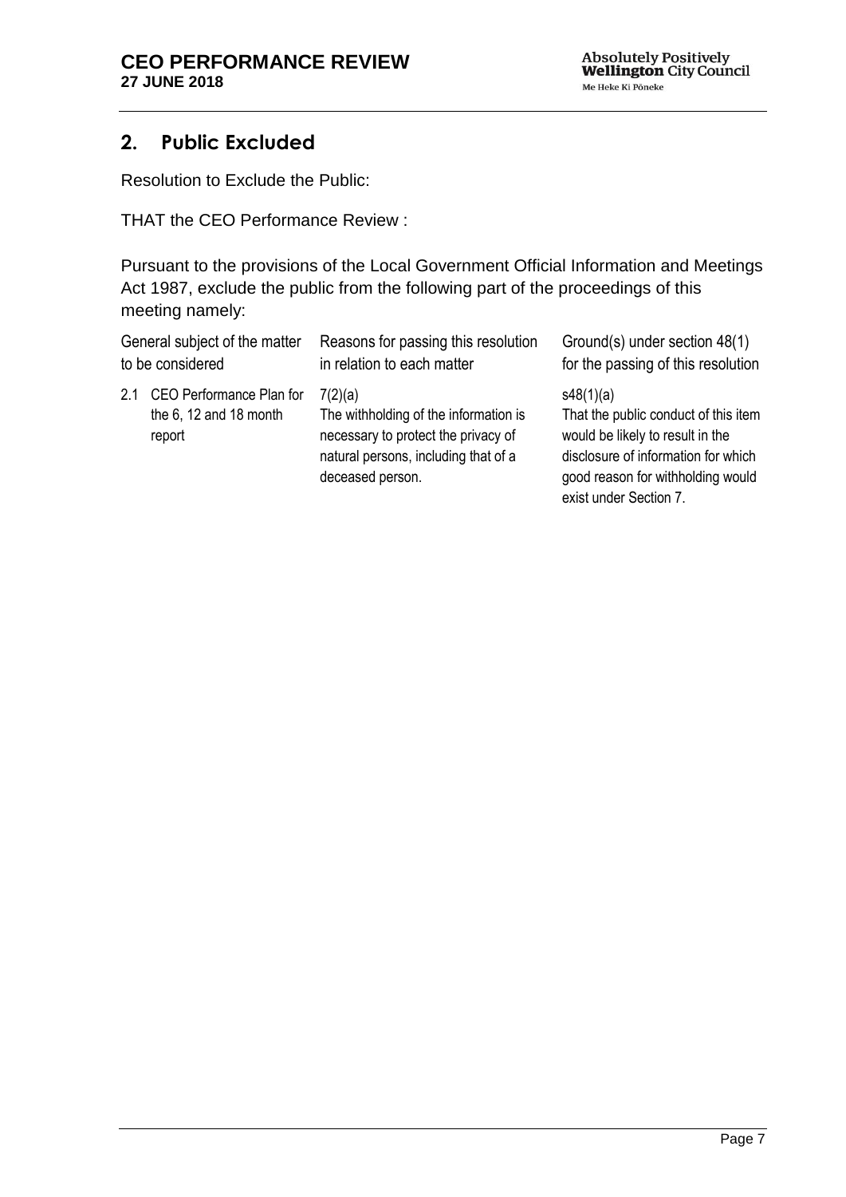## 2. Public Excluded

Resolution to Exclude the Public:

THAT the CEO Performance Review :

Pursuant to the provisions of the Local Government Official Information and Meetings Act 1987, exclude the public from the following part of the proceedings of this meeting namely:

| General subject of the matter to be considered | Reasons for passing this resolution in relation to each matter | Ground(s) under section 48(1) for the passing of this resolution |
|---|---|---|
| 2.1 CEO Performance Plan for the 6, 12 and 18 month report | 7(2)(a) The withholding of the information is necessary to protect the privacy of natural persons, including that of a deceased person. | s48(1)(a) That the public conduct of this item would be likely to result in the disclosure of information for which good reason for withholding would exist under Section 7. |